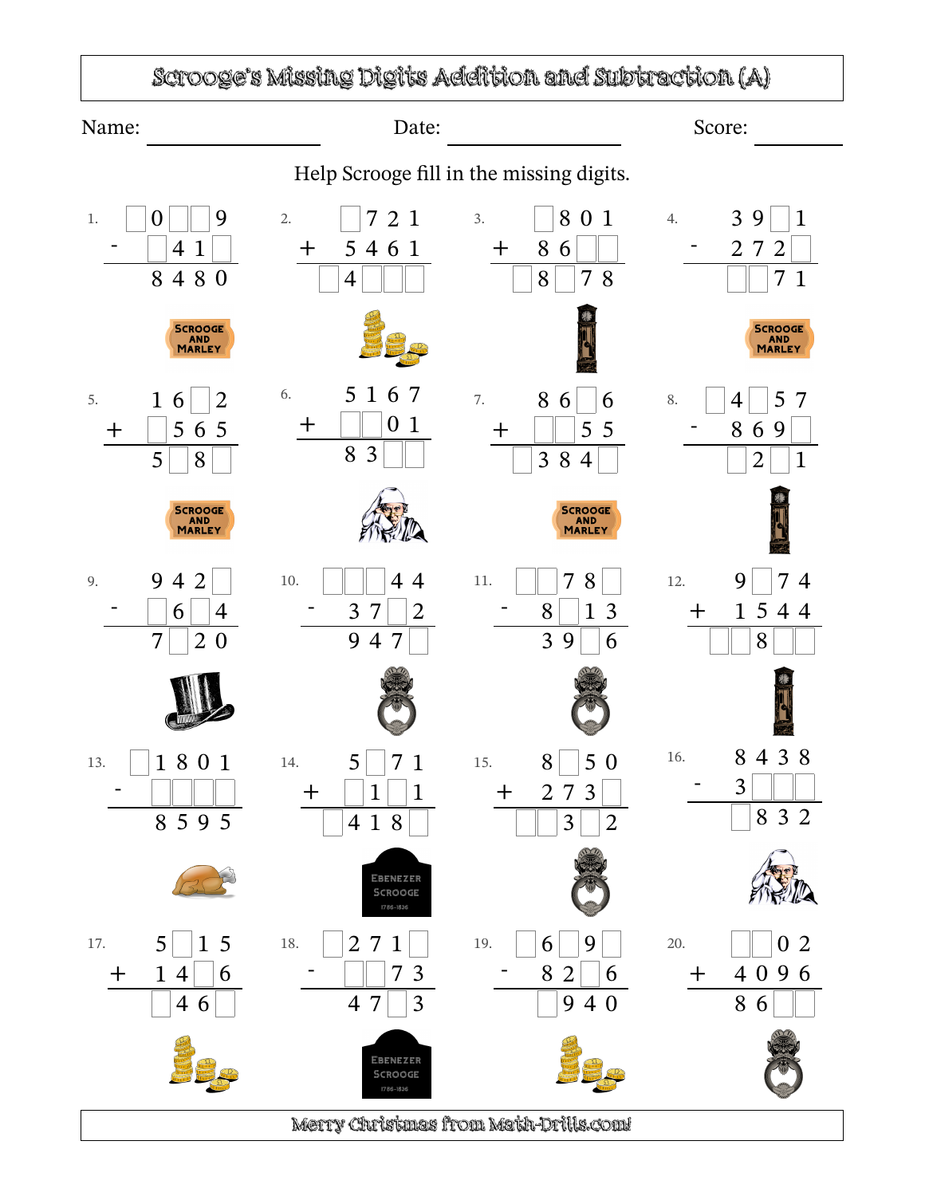# Scrooge's Missing Digits Addition and Subtraction (A)

Name: ____________ Date: ____________ Score: ________

Help Scrooge fill in the missing digits.

**1.**
```
  □0□□9
-  □41□
   8480
```

**2.**
```
   □721
+  5461
  □4□□□
```

**3.**
```
   □801
+  86□□
  □8□78
```

**4.**
```
  39□1
- 272□
  □□71
```

**5.**
```
  16□2
+ □565
  5□8□
```

**6.**
```
  5167
+ □□01
  83□□
```

**7.**
```
  86□6
+ □□55
 □384□
```

**8.**
```
  □4□57
-  869□
   □2□1
```

**9.**
```
  942□
- □6□4
  7□20
```

**10.**
```
  □□□44
-  37□2
   947□
```

**11.**
```
  □□78□
-  8□13
   39□6
```

**12.**
```
  9□74
+ 1544
 □□8□□
```

**13.**
```
 □1801
-  □□□□
   8595
```

**14.**
```
  5□71
+ □1□1
 □418□
```

**15.**
```
  8□50
+ 273□
 □□3□2
```

**16.**
```
  8438
- 3□□□
  □832
```

**17.**
```
  5□15
+ 14□6
  □46□
```

**18.**
```
  □271□
-  □□73
    47□3
```

**19.**
```
  □69□
-  82□6
   □940
```

**20.**
```
  □□02
+ 4096
  86□□
```

Merry Christmas from Math-Drills.com!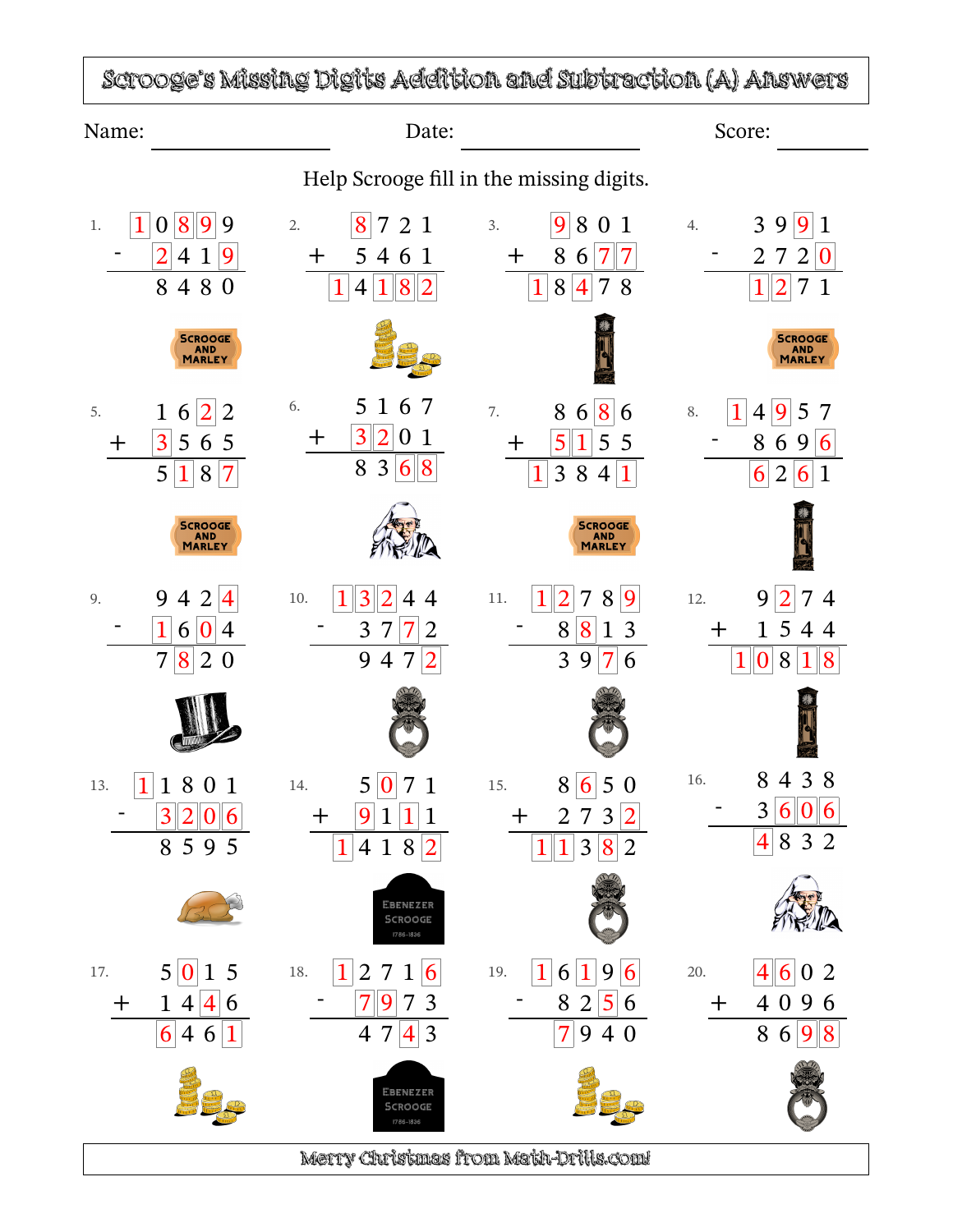# Scrooge's Missing Digits Addition and Subtraction (A) Answers

Name: ______________ Date: ______________ Score: ______

Help Scrooge fill in the missing digits.

1.
```
  10899
-  2419
  -----
   8480
```

2.
```
   8721
+  5461
  -----
  14182
```

3.
```
   9801
+  8677
  -----
  18478
```

4.
```
   3991
-  2720
  -----
   1271
```

5.
```
   1622
+  3565
  -----
   5187
```

6.
```
   5167
+  3201
  -----
   8368
```

7.
```
   8686
+  5155
  -----
  13841
```

8.
```
  14957
-  8696
  -----
   6261
```

9.
```
   9424
-  1604
  -----
   7820
```

10.
```
  13244
-  3772
  -----
   9472
```

11.
```
  12789
-  8813
  -----
   3976
```

12.
```
   9274
+  1544
  -----
  10818
```

13.
```
  11801
-  3206
  -----
   8595
```

14.
```
   5071
+  9111
  -----
  14182
```

15.
```
   8650
+  2732
  -----
  11382
```

16.
```
   8438
-  3606
  -----
   4832
```

17.
```
   5015
+  1446
  -----
   6461
```

18.
```
  12716
-  7973
  -----
   4743
```

19.
```
  16196
-  8256
  -----
   7940
```

20.
```
   4602
+  4096
  -----
   8698
```

Merry Christmas from Math-Drills.com!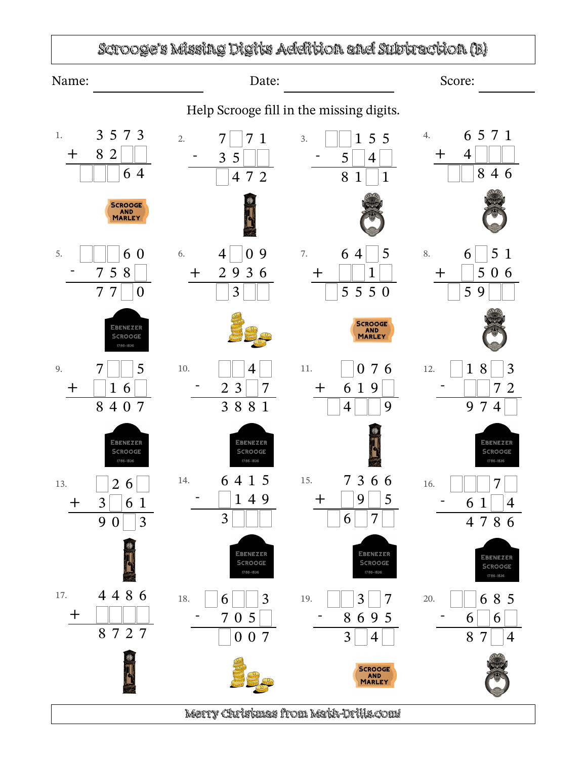# Scrooge's Missing Digits Addition and Subtraction (B)

Name: ________________ Date: ________________ Score: ________

Help Scrooge fill in the missing digits.

1.
```
   3 5 7 3
+  8 2 □ □
 □ □ □ 6 4
```

2.
```
   7 □ 7 1
-  3 5 □ □
   □ 4 7 2
```

3.
```
 □ □ 1 5 5
-  5 □ 4 □
   8 1 □ 1
```

4.
```
   6 5 7 1
+  4 □ □ □
 □ □ 8 4 6
```

5.
```
 □ □ □ 6 0
-  7 5 8 □
   7 7 □ 0
```

6.
```
   4 □ 0 9
+  2 9 3 6
   □ 3 □ □
```

7.
```
   6 4 □ 5
+  □ □ 1 □
 □ 5 5 5 0
```

8.
```
   6 □ 5 1
+  □ 5 0 6
 □ 5 9 □ □
```

9.
```
   7 □ □ 5
+  □ 1 6 □
   8 4 0 7
```

10.
```
   □ □ 4 □
-  2 3 □ 7
   3 8 8 1
```

11.
```
   □ 0 7 6
+  6 1 9 □
 □ 4 □ □ 9
```

12.
```
 □ 1 8 □ 3
-  □ □ 7 2
   9 7 4 □
```

13.
```
   □ 2 6 □
+  3 □ 6 1
   9 0 □ 3
```

14.
```
   6 4 1 5
-  □ 1 4 9
   3 □ □ □
```

15.
```
   7 3 6 6
+  □ 9 □ 5
 □ 6 □ 7 □
```

16.
```
 □ □ □ 7 □
-  6 1 □ 4
   4 7 8 6
```

17.
```
   4 4 8 6
+  □ □ □ □
   8 7 2 7
```

18.
```
 □ 6 □ □ 3
-  7 0 5 □
   □ 0 0 7
```

19.
```
 □ □ 3 □ 7
-  8 6 9 5
   3 □ 4 □
```

20.
```
 □ □ 6 8 5
-  6 □ 6 □
   8 7 □ 4
```

Merry Christmas from Math-Drills.com!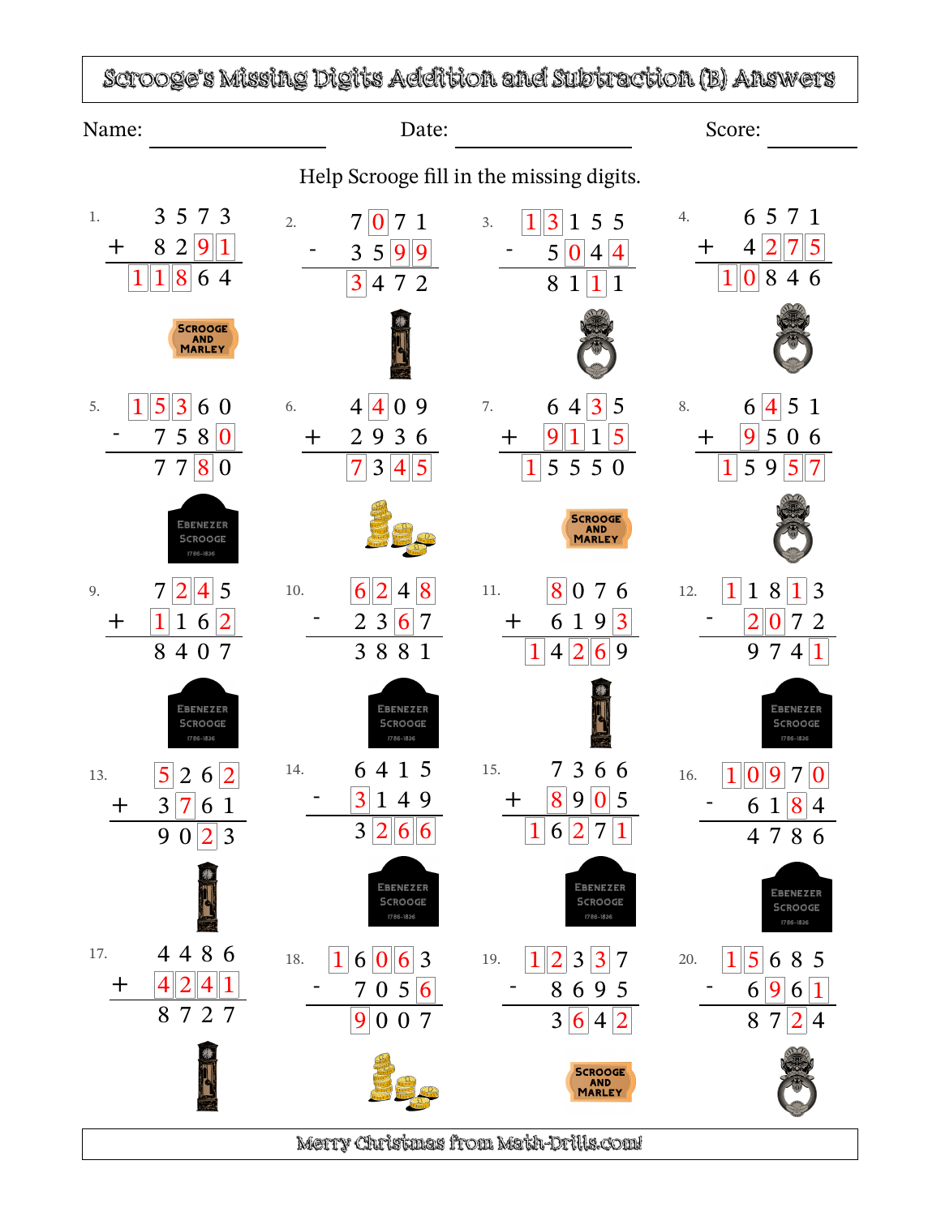# Scrooge's Missing Digits Addition and Subtraction (B) Answers

Name: \_\_\_\_\_\_\_\_\_\_\_\_\_\_\_ Date: \_\_\_\_\_\_\_\_\_\_\_\_\_\_\_ Score: \_\_\_\_\_\_\_\_

Help Scrooge fill in the missing digits.

1.
```
   3573
+  8291
  11864
```

2.
```
   7071
-  3599
   3472
```

3.
```
  13155
-  5044
   8111
```

4.
```
   6571
+  4275
  10846
```

5.
```
  15360
-  7580
   7780
```

6.
```
   4409
+  2936
   7345
```

7.
```
   6435
+  9115
  15550
```

8.
```
   6451
+  9506
  15957
```

9.
```
   7245
+  1162
   8407
```

10.
```
   6248
-  2367
   3881
```

11.
```
   8076
+  6193
  14269
```

12.
```
  11813
-  2072
   9741
```

13.
```
   5262
+  3761
   9023
```

14.
```
   6415
-  3149
   3266
```

15.
```
   7366
+  8905
  16271
```

16.
```
  10970
-  6184
   4786
```

17.
```
   4486
+  4241
   8727
```

18.
```
  16063
-  7056
   9007
```

19.
```
  12337
-  8695
   3642
```

20.
```
  15685
-  6961
   8724
```

Merry Christmas from Math-Drills.com!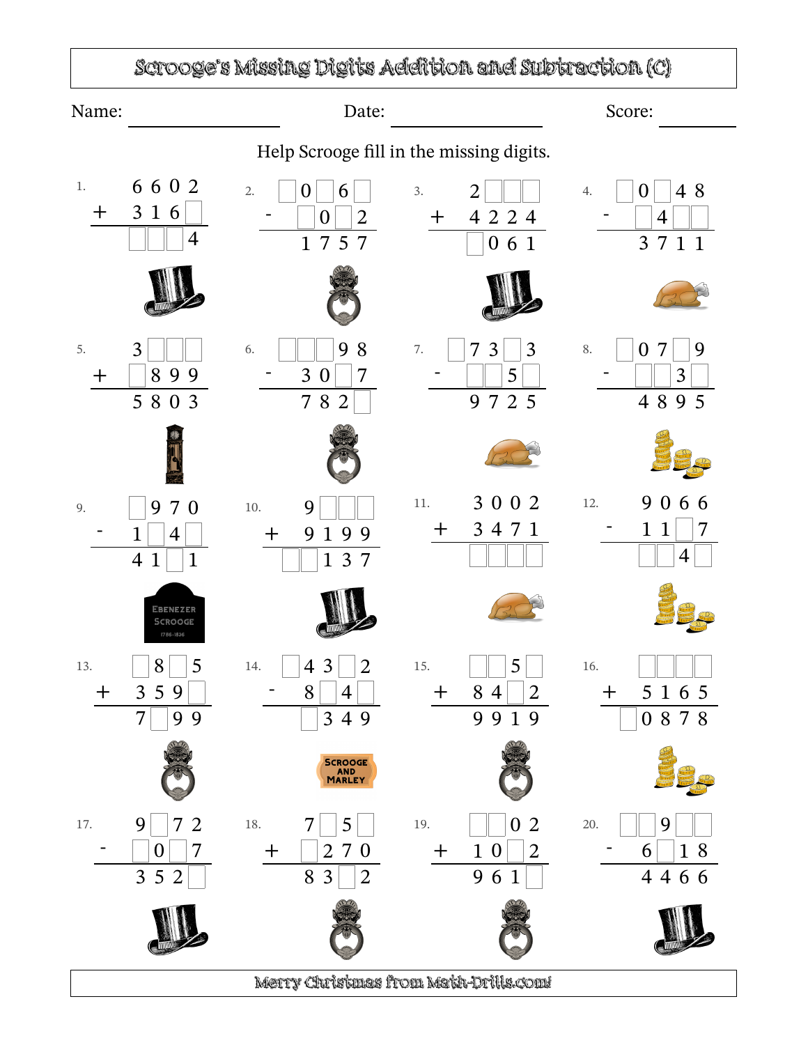# Scrooge's Missing Digits Addition and Subtraction (C)

Name: ____________ Date: ____________ Score: ________

Help Scrooge fill in the missing digits.

**1.**
```
   6 6 0 2
 + 3 1 6 □
 ---------
   □ □ □ 4
```

**2.**
```
   □ 0 □ 6 □
 -   □ 0 □ 2
 -----------
     1 7 5 7
```

**3.**
```
   2 □ □ □
 + 4 2 2 4
 ---------
   □ 0 6 1
```

**4.**
```
   □ 0 □ 4 8
 -   □ 4 □ □
 -----------
     3 7 1 1
```

**5.**
```
   3 □ □ □
 + □ 8 9 9
 ---------
   5 8 0 3
```

**6.**
```
   □ □ □ 9 8
 -   3 0 □ 7
 -----------
     7 8 2 □
```

**7.**
```
   □ 7 3 □ 3
 -   □ □ 5 □
 -----------
     9 7 2 5
```

**8.**
```
   □ 0 7 □ 9
 -   □ □ 3 □
 -----------
     4 8 9 5
```

**9.**
```
   □ 9 7 0
 - 1 □ 4 □
 ---------
   4 1 □ 1
```

**10.**
```
   9 □ □ □
 + 9 1 9 9
 -----------
   □ □ 1 3 7
```

**11.**
```
   3 0 0 2
 + 3 4 7 1
 ---------
   □ □ □ □
```

**12.**
```
   9 0 6 6
 - 1 1 □ 7
 ---------
   □ □ 4 □
```

**13.**
```
   □ 8 □ 5
 + 3 5 9 □
 ---------
   7 □ 9 9
```

**14.**
```
   □ 4 3 □ 2
 -   8 □ 4 □
 -----------
     □ 3 4 9
```

**15.**
```
   □ □ 5 □
 + 8 4 □ 2
 ---------
   9 9 1 9
```

**16.**
```
   □ □ □ □
 + 5 1 6 5
 -----------
   □ 0 8 7 8
```

**17.**
```
   9 □ 7 2
 - □ 0 □ 7
 ---------
   3 5 2 □
```

**18.**
```
   7 □ 5 □
 + □ 2 7 0
 ---------
   8 3 □ 2
```

**19.**
```
   □ □ 0 2
 + 1 0 □ 2
 ---------
   9 6 1 □
```

**20.**
```
   □ □ 9 □ □
 -   6 □ 1 8
 -----------
     4 4 6 6
```

Merry Christmas from Math-Drills.com!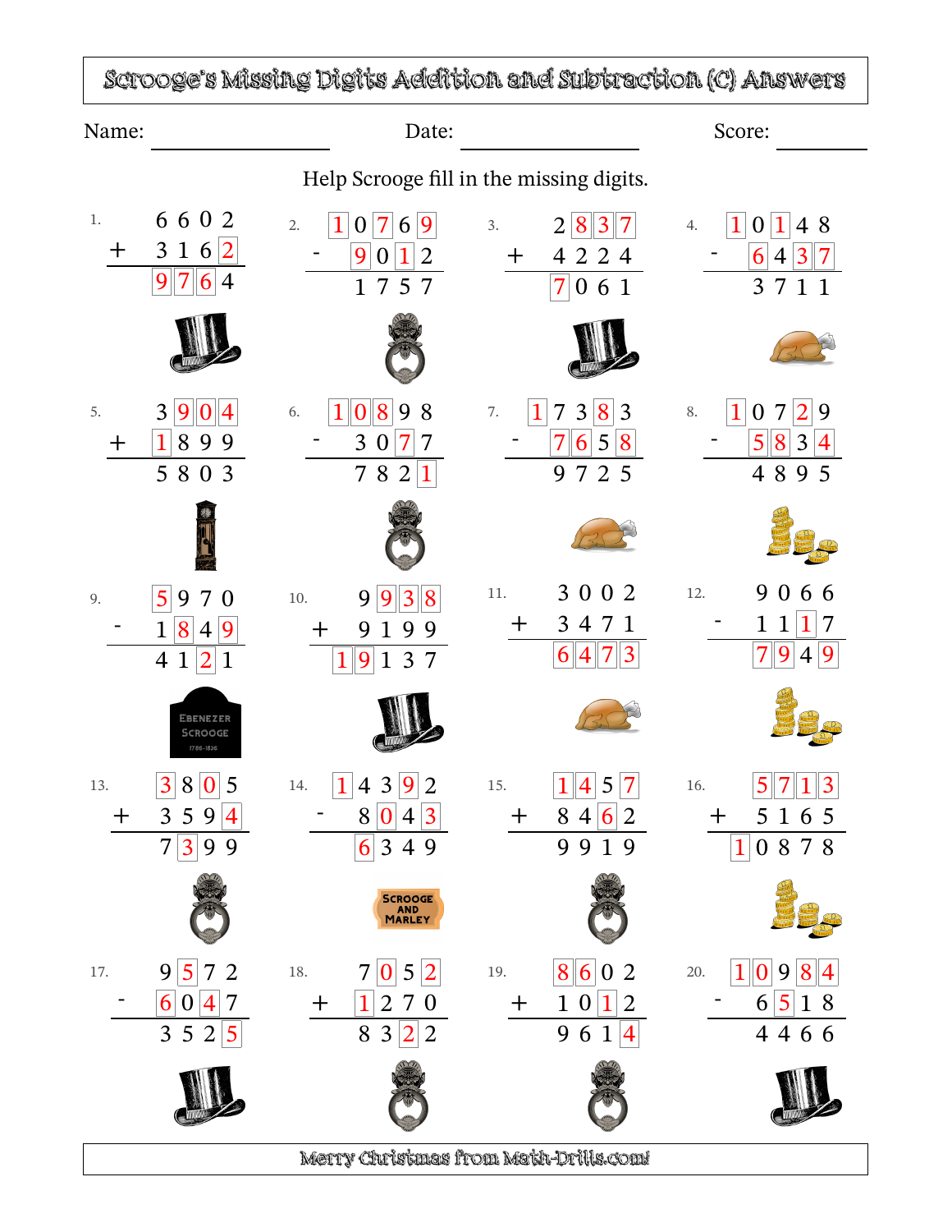# Scrooge's Missing Digits Addition and Subtraction (C) Answers

Name: ____________ Date: ____________ Score: ____________

Help Scrooge fill in the missing digits.

1.
```
  6602
+ 3162
  9764
```

2.
```
  10769
-  9012
   1757
```

3.
```
  2837
+ 4224
  7061
```

4.
```
  10148
-  6437
   3711
```

5.
```
  3904
+ 1899
  5803
```

6.
```
  10898
-  3077
   7821
```

7.
```
  17383
-  7658
   9725
```

8.
```
  10729
-  5834
   4895
```

9.
```
  5970
- 1849
  4121
```

10.
```
   9938
+  9199
  19137
```

11.
```
  3002
+ 3471
  6473
```

12.
```
  9066
- 1117
  7949
```

13.
```
  3805
+ 3594
  7399
```

14.
```
  14392
-  8043
   6349
```

15.
```
  1457
+ 8462
  9919
```

16.
```
   5713
+  5165
  10878
```

17.
```
  9572
- 6047
  3525
```

18.
```
  7052
+ 1270
  8322
```

19.
```
  8602
+ 1012
  9614
```

20.
```
  10984
-  6518
   4466
```

Merry Christmas from Math-Drills.com!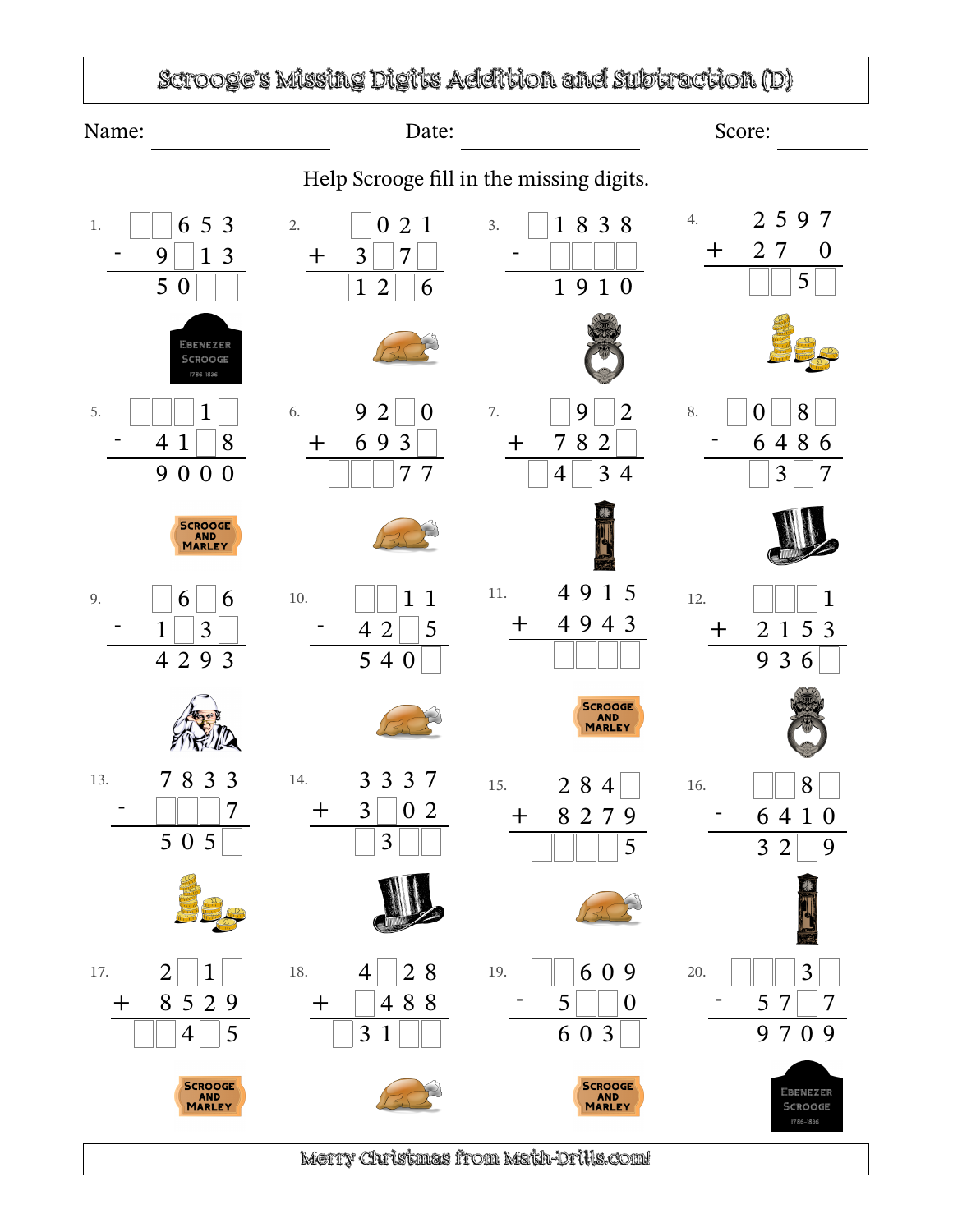# Scrooge's Missing Digits Addition and Subtraction (D)

Name: ____________ Date: ____________ Score: ________

Help Scrooge fill in the missing digits.

1.
```
  □□653
-  9□13
   50□□
```

2.
```
  □021
+ 3□7□
 □12□6
```

3.
```
 □1838
-□□□□
  1910
```

4.
```
  2597
+ 27□0
 □□5□
```

5.
```
 □□□1□
-  41□8
   9000
```

6.
```
  92□0
+ 693□
 □□□77
```

7.
```
  □9□2
+ 782□
 □4□34
```

8.
```
 □0□8□
-  6486
   □3□7
```

9.
```
  □6□6
- 1□3□
  4293
```

10.
```
 □□11
- 42□5
  540□
```

11.
```
  4915
+ 4943
 □□□□
```

12.
```
 □□□1
+ 2153
  936□
```

13.
```
  7833
- □□□7
  505□
```

14.
```
  3337
+ 3□02
  □3□□
```

15.
```
  284□
+ 8279
□□□□5
```

16.
```
 □□8□
- 6410
  32□9
```

17.
```
  2□1□
+ 8529
 □□4□5
```

18.
```
  4□28
+ □488
 □31□□
```

19.
```
 □□609
-  5□□0
   603□
```

20.
```
 □□□3□
-  57□7
   9709
```

Merry Christmas from Math-Drills.com!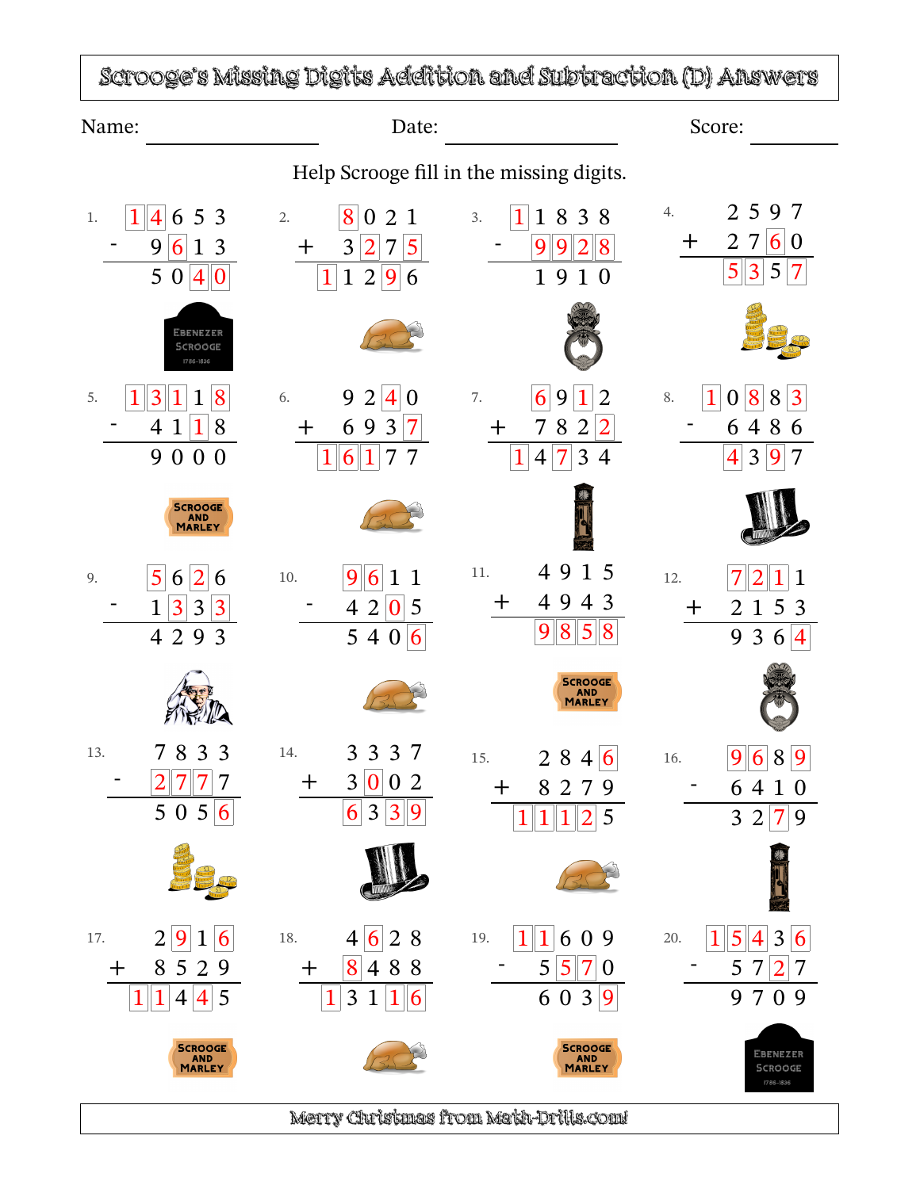# Scrooge's Missing Digits Addition and Subtraction (D) Answers

Name: ____________ Date: ____________ Score: ________

Help Scrooge fill in the missing digits.

1.
```
  14653
-  9613
   5040
```

2.
```
   8021
+  3275
  11296
```

3.
```
  11838
-  9928
   1910
```

4.
```
   2597
+  2760
   5357
```

5.
```
  13118
-  4118
   9000
```

6.
```
   9240
+  6937
  16177
```

7.
```
   6912
+  7822
  14734
```

8.
```
  10883
-  6486
   4397
```

9.
```
   5626
-  1333
   4293
```

10.
```
   9611
-  4205
   5406
```

11.
```
   4915
+  4943
   9858
```

12.
```
   7211
+  2153
   9364
```

13.
```
   7833
-  2777
   5056
```

14.
```
   3337
+  3002
   6339
```

15.
```
   2846
+  8279
  11125
```

16.
```
   9689
-  6410
   3279
```

17.
```
   2916
+  8529
  11445
```

18.
```
   4628
+  8488
  13116
```

19.
```
  11609
-  5570
   6039
```

20.
```
  15436
-  5727
   9709
```

Merry Christmas from Math-Drills.com!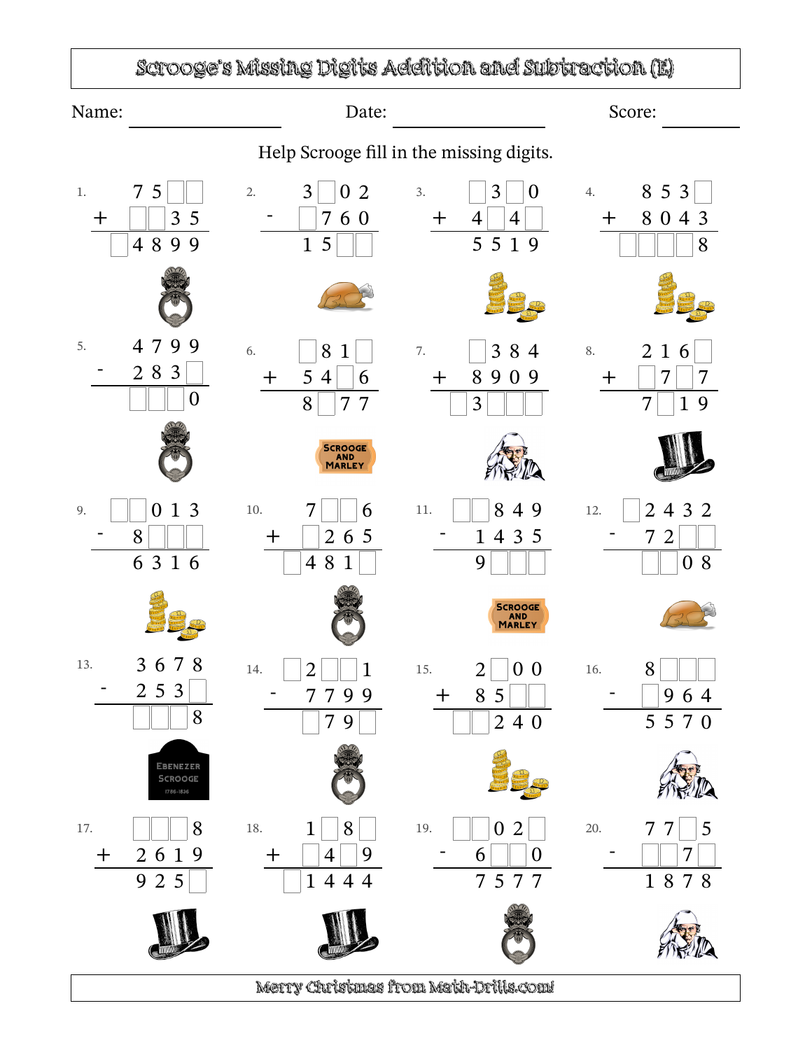# Scrooge's Missing Digits Addition and Subtraction (E)

Name: ________________ Date: ________________ Score: ________

Help Scrooge fill in the missing digits.

**1.**
```
    7 5 _ _
+   _ _ 3 5
  _ 4 8 9 9
```

**2.**
```
  3 _ 0 2
- _ 7 6 0
  1 5 _ _
```

**3.**
```
  _ 3 _ 0
+ 4 _ 4 _
  5 5 1 9
```

**4.**
```
    8 5 3 _
+   8 0 4 3
  _ _ _ _ 8
```

**5.**
```
  4 7 9 9
-   2 8 3 _
    _ _ _ 0
```

**6.**
```
  _ 8 1 _
+ 5 4 _ 6
  8 _ 7 7
```

**7.**
```
    _ 3 8 4
+   8 9 0 9
  _ 3 _ _ _
```

**8.**
```
  2 1 6 _
+ _ 7 _ 7
  7 _ 1 9
```

**9.**
```
  _ _ 0 1 3
-     8 _ _ _
      6 3 1 6
```

**10.**
```
    7 _ _ 6
+   _ 2 6 5
  _ 4 8 1 _
```

**11.**
```
  _ _ 8 4 9
-   1 4 3 5
    9 _ _ _
```

**12.**
```
  _ 2 4 3 2
-   7 2 _ _
    _ _ 0 8
```

**13.**
```
  3 6 7 8
-   2 5 3 _
    _ _ _ 8
```

**14.**
```
  _ 2 _ _ 1
-   7 7 9 9
    _ 7 9 _
```

**15.**
```
    2 _ 0 0
+   8 5 _ _
  _ _ 2 4 0
```

**16.**
```
  8 _ _ _
- _ 9 6 4
  5 5 7 0
```

**17.**
```
  _ _ _ 8
+ 2 6 1 9
  9 2 5 _
```

**18.**
```
    1 _ 8 _
+   _ 4 _ 9
  _ 1 4 4 4
```

**19.**
```
  _ _ 0 2 _
-   6 _ _ 0
    7 5 7 7
```

**20.**
```
  7 7 _ 5
- _ _ 7 _
  1 8 7 8
```

Merry Christmas from Math-Drills.com!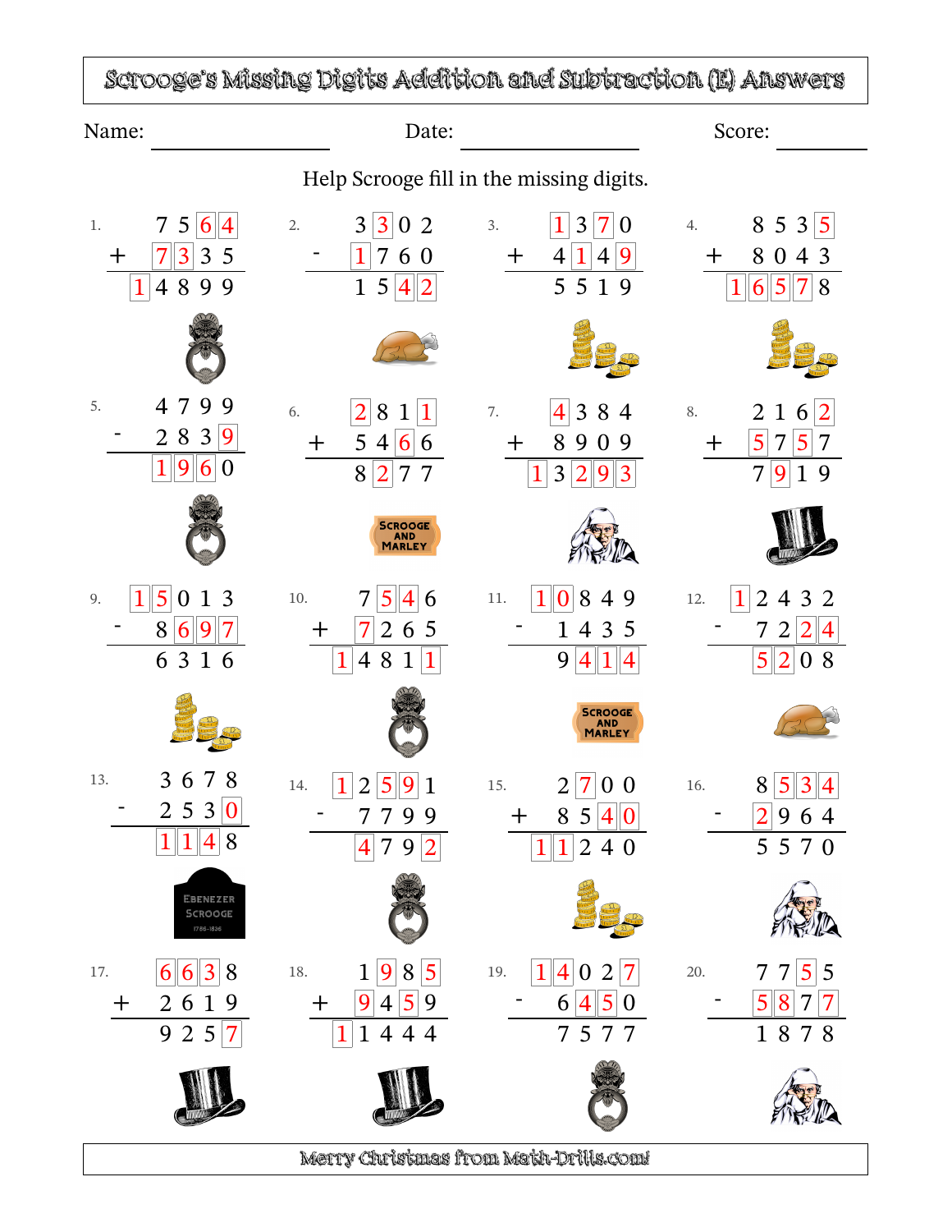# Scrooge's Missing Digits Addition and Subtraction (E) Answers

Name: ____________ Date: ____________ Score: ________

Help Scrooge fill in the missing digits.

1.
```
   7 5 6 4
+  7 3 3 5
 1 4 8 9 9
```

2.
```
   3 3 0 2
-  1 7 6 0
   1 5 4 2
```

3.
```
   1 3 7 0
+  4 1 4 9
   5 5 1 9
```

4.
```
   8 5 3 5
+  8 0 4 3
 1 6 5 7 8
```

5.
```
   4 7 9 9
-  2 8 3 9
   1 9 6 0
```

6.
```
   2 8 1 1
+  5 4 6 6
   8 2 7 7
```

7.
```
   4 3 8 4
+  8 9 0 9
 1 3 2 9 3
```

8.
```
   2 1 6 2
+  5 7 5 7
   7 9 1 9
```

9.
```
 1 5 0 1 3
-  8 6 9 7
   6 3 1 6
```

10.
```
   7 5 4 6
+  7 2 6 5
 1 4 8 1 1
```

11.
```
 1 0 8 4 9
-  1 4 3 5
   9 4 1 4
```

12.
```
 1 2 4 3 2
-  7 2 2 4
   5 2 0 8
```

13.
```
   3 6 7 8
-  2 5 3 0
   1 1 4 8
```

14.
```
 1 2 5 9 1
-  7 7 9 9
   4 7 9 2
```

15.
```
   2 7 0 0
+  8 5 4 0
 1 1 2 4 0
```

16.
```
   8 5 3 4
-  2 9 6 4
   5 5 7 0
```

17.
```
   6 6 3 8
+  2 6 1 9
   9 2 5 7
```

18.
```
   1 9 8 5
+  9 4 5 9
 1 1 4 4 4
```

19.
```
 1 4 0 2 7
-  6 4 5 0
   7 5 7 7
```

20.
```
   7 7 5 5
-  5 8 7 7
   1 8 7 8
```

Merry Christmas from Math-Drills.com!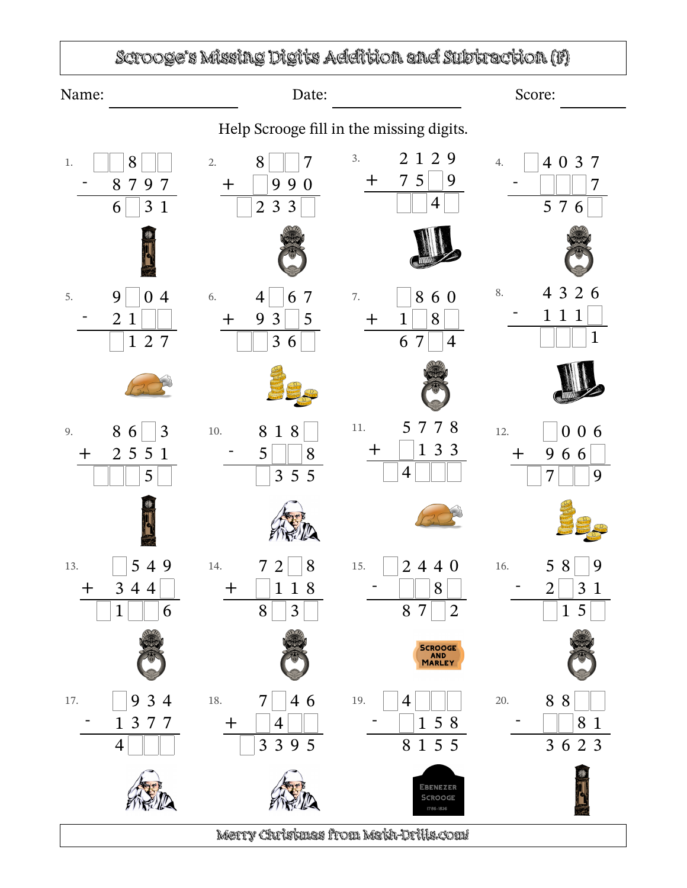# Scrooge's Missing Digits Addition and Subtraction (F)

Name: ____________ Date: ____________ Score: ________

Help Scrooge fill in the missing digits.

1.
```
   □□8□□
 -  8797
 --------
   6□31
```

2.
```
   8□□7
 + □990
 --------
  □233□
```

3.
```
   2129
 + 75□9
 --------
  □□4□
```

4.
```
  □4037
 - □□□7
 --------
   576□
```

5.
```
   9□04
 - 21□□
 --------
  □127
```

6.
```
   4□67
 + 93□5
 --------
  □□36□
```

7.
```
   □860
 + 1□8□
 --------
   67□4
```

8.
```
   4326
 - 111□
 --------
  □□□1
```

9.
```
   86□3
 + 2551
 --------
  □□□5□
```

10.
```
   818□
 - 5□□8
 --------
  □355
```

11.
```
   5778
 + □133
 --------
  □4□□□
```

12.
```
  □006
 + 966□
 --------
  □7□□9
```

13.
```
   □549
 + 344□
 --------
  □1□□6
```

14.
```
   72□8
 + □118
 --------
   8□3□
```

15.
```
  □2440
 - □□8□
 --------
   87□2
```

16.
```
   58□9
 - 2□31
 --------
  □15□
```

17.
```
   □934
 - 1377
 --------
   4□□□
```

18.
```
   7□46
 + □4□□
 --------
  □3395
```

19.
```
  □4□□□
 - □158
 --------
   8155
```

20.
```
   88□□
 - □□81
 --------
   3623
```

Merry Christmas from Math-Drills.com!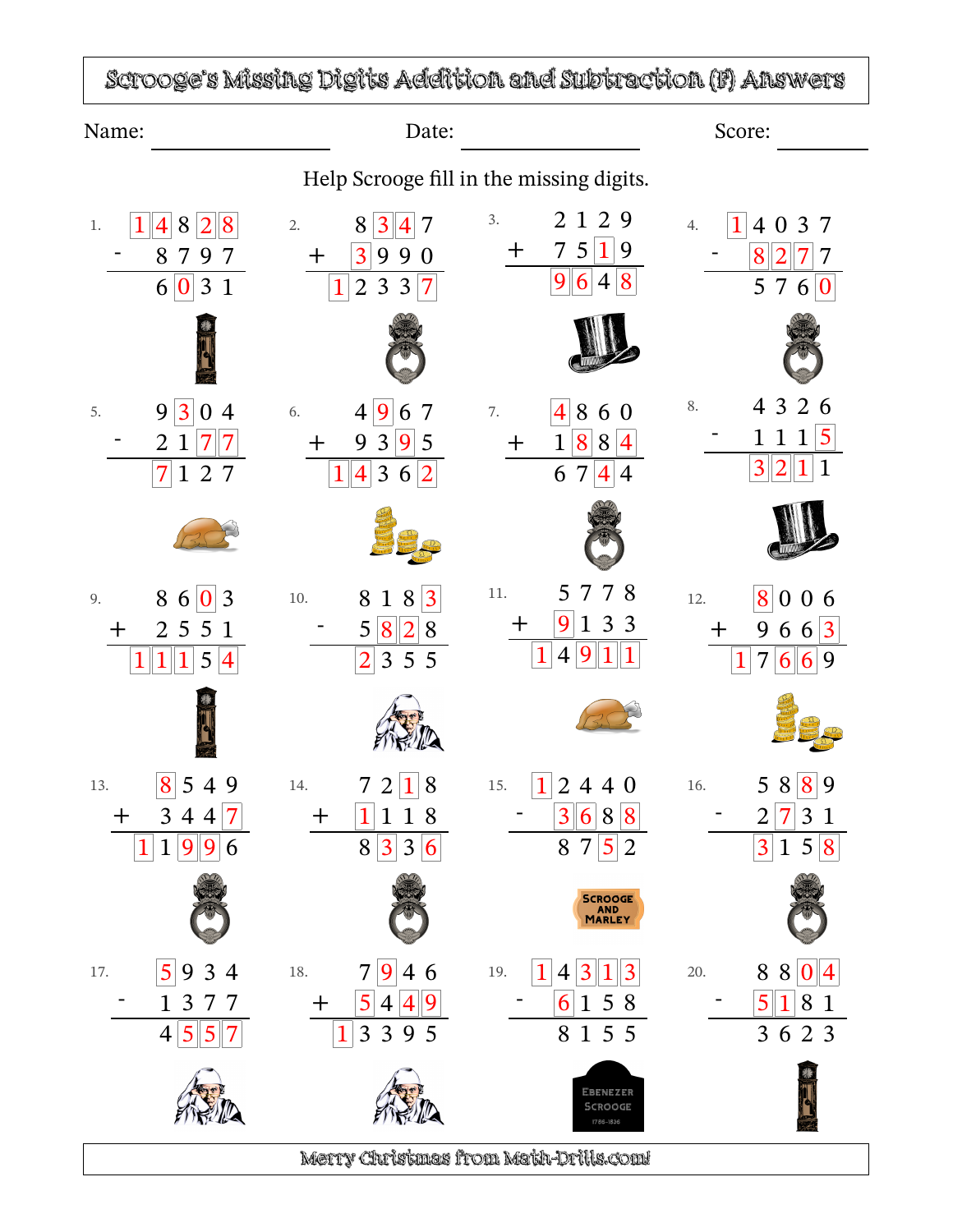# Scrooge's Missing Digits Addition and Subtraction (F) Answers

Name: ______________ Date: ______________ Score: ________

Help Scrooge fill in the missing digits.

1.
```
  14828
-  8797
   6031
```

2.
```
   8347
+  3990
  12337
```

3.
```
   2129
+  7519
   9648
```

4.
```
  14037
-  8277
   5760
```

5.
```
   9304
-  2177
   7127
```

6.
```
   4967
+  9395
  14362
```

7.
```
   4860
+  1884
   6744
```

8.
```
   4326
-  1115
   3211
```

9.
```
   8603
+  2551
  11154
```

10.
```
   8183
-  5828
   2355
```

11.
```
   5778
+  9133
  14911
```

12.
```
   8006
+  9663
  17669
```

13.
```
   8549
+  3447
  11996
```

14.
```
   7218
+  1118
   8336
```

15.
```
  12440
-  3688
   8752
```

16.
```
   5889
-  2731
   3158
```

17.
```
   5934
-  1377
   4557
```

18.
```
   7946
+  5449
  13395
```

19.
```
  14313
-  6158
   8155
```

20.
```
   8804
-  5181
   3623
```

Merry Christmas from Math-Drills.com!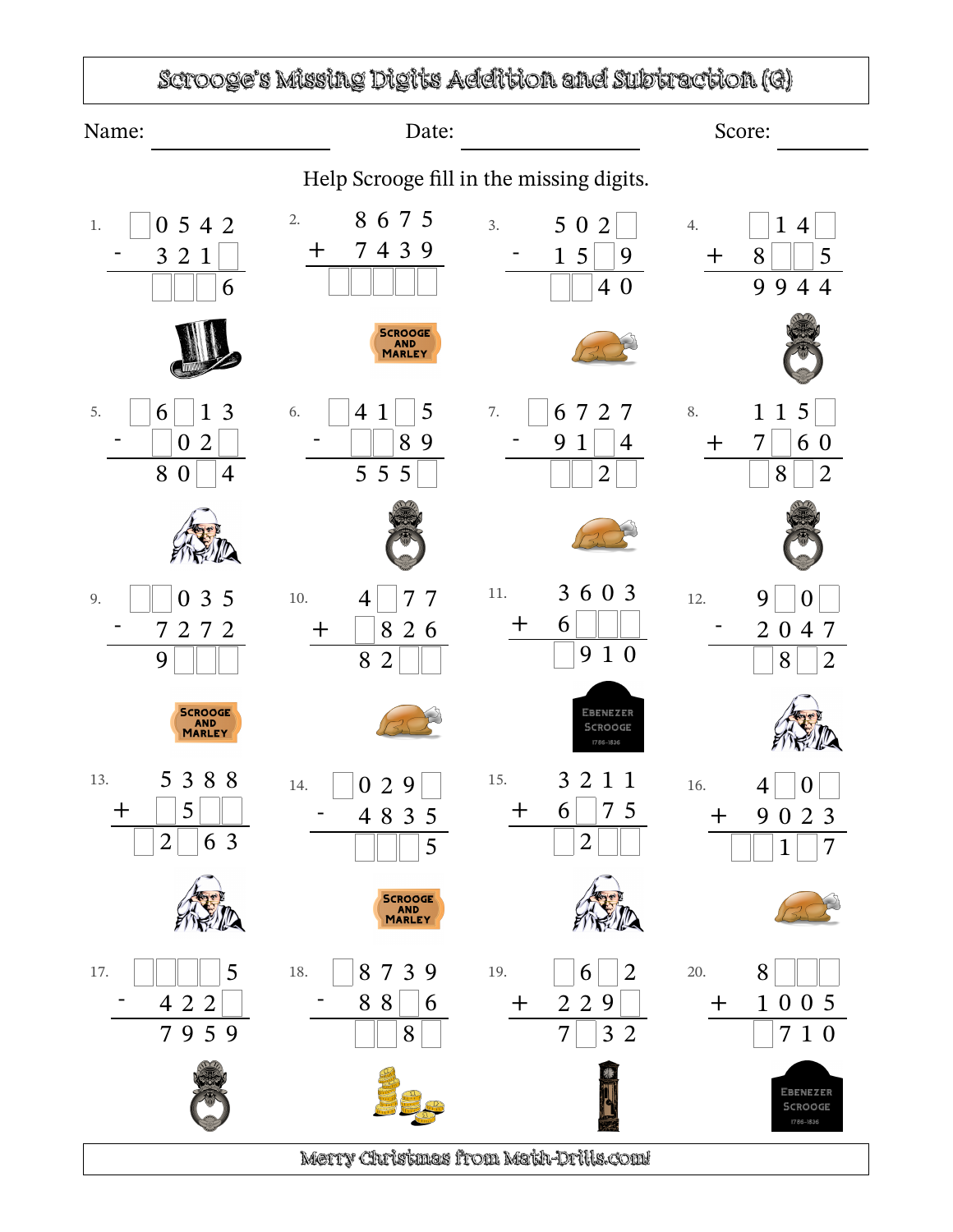# Scrooge's Missing Digits Addition and Subtraction (G)

Name: ____________ Date: ____________ Score: ________

Help Scrooge fill in the missing digits.

1.
```
  □0542
-  321□
  □□□6
```

2.
```
   8675
+  7439
  □□□□□
```

3.
```
  502□
-  15□9
  □□40
```

4.
```
  □14□
+ 8□□5
  9944
```

5.
```
  □6□13
-  □02□
   80□4
```

6.
```
  □41□5
-  □□89
   555□
```

7.
```
  □6727
-  91□4
  □□2□
```

8.
```
   115□
+ 7□60
  □8□2
```

9.
```
  □□035
-  7272
   9□□□
```

10.
```
   4□77
+  □826
   82□□
```

11.
```
   3603
+  6□□□
  □910
```

12.
```
   9□0□
-  2047
   □8□2
```

13.
```
   5388
+  □5□□
  □2□63
```

14.
```
  □029□
-  4835
   □□□5
```

15.
```
   3211
+  6□75
  □2□□
```

16.
```
   4□0□
+  9023
  □□1□7
```

17.
```
  □□□□5
-  422□
   7959
```

18.
```
  □8739
-  88□6
  □□8□
```

19.
```
  □6□2
+ 229□
  7□32
```

20.
```
   8□□□
+  1005
   □710
```

Merry Christmas from Math-Drills.com!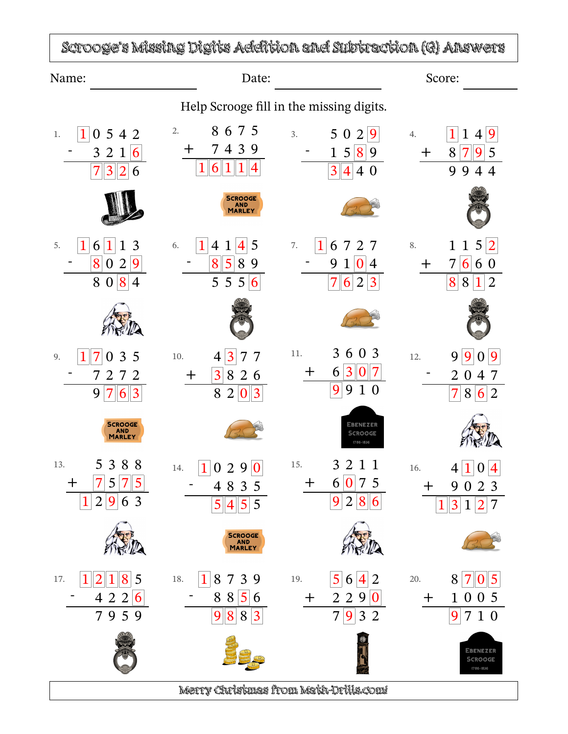# Scrooge's Missing Digits Addition and Subtraction (G) Answers

Name: ____________ Date: ____________ Score: ________

Help Scrooge fill in the missing digits.

1.
```
  10542
-  3216
  7326
```

2.
```
  8675
+ 7439
 16114
```

3.
```
  5029
- 1589
  3440
```

4.
```
  1149
+ 8795
  9944
```

5.
```
  16113
-  8029
   8084
```

6.
```
  14145
-  8589
   5556
```

7.
```
  16727
-  9104
   7623
```

8.
```
  1152
+ 7660
  8812
```

9.
```
  17035
-  7272
   9763
```

10.
```
  4377
+ 3826
  8203
```

11.
```
  3603
+ 6307
  9910
```

12.
```
  9909
- 2047
  7862
```

13.
```
  5388
+ 7575
 12963
```

14.
```
  10290
-  4835
   5455
```

15.
```
  3211
+ 6075
  9286
```

16.
```
  4104
+ 9023
 13127
```

17.
```
  12185
-  4226
   7959
```

18.
```
  18739
-  8856
   9883
```

19.
```
  5642
+ 2290
  7932
```

20.
```
  8705
+ 1005
  9710
```

Merry Christmas from Math-Drills.com!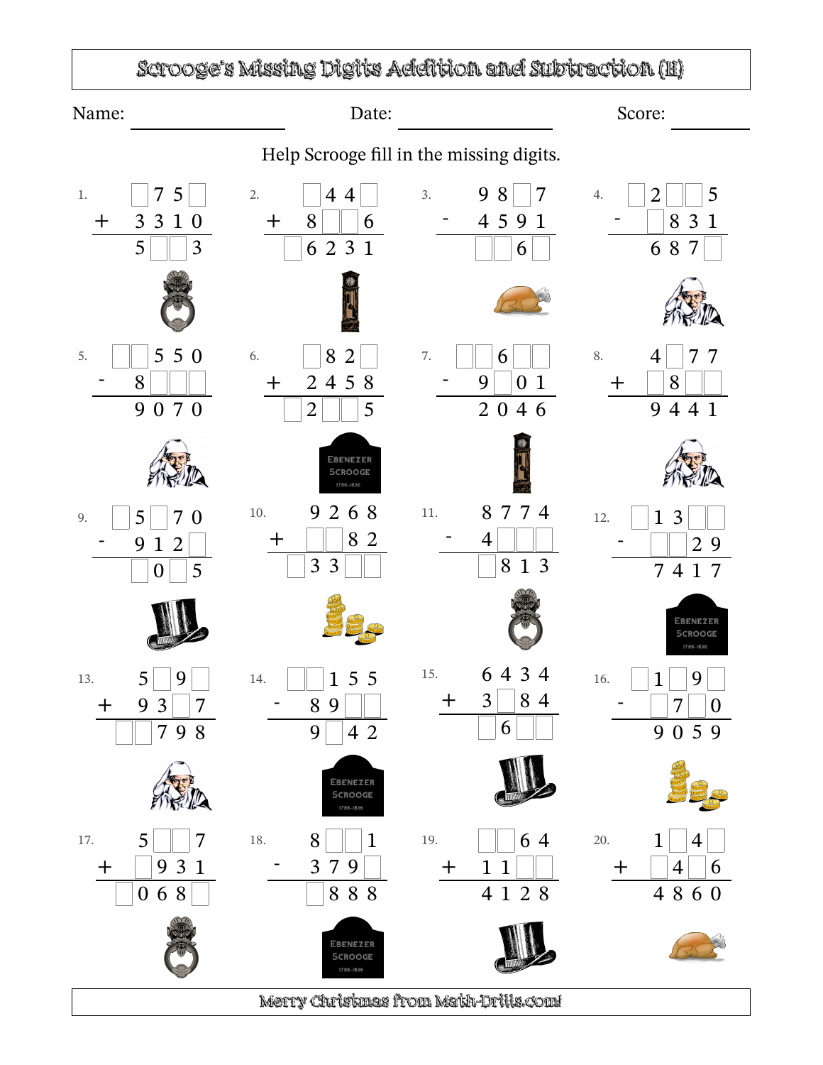# Scrooge's Missing Digits Addition and Subtraction (H)

Name: ____________________ Date: ____________________ Score: __________

Help Scrooge fill in the missing digits.

1.
```
   □75□
+  3310
   5□□3
```

2.
```
   □44□
+  8□□6
  □6231
```

3.
```
   98□7
-  4591
   □□6□
```

4.
```
   □2□□5
-   □831
    687□
```

5.
```
  □□550
-  8□□□
   9070
```

6.
```
   □82□
+  2458
  □2□□5
```

7.
```
  □□6□□
-  9□01
   2046
```

8.
```
   4□77
+  □8□□
   9441
```

9.
```
  □5□70
-  912□
   □0□5
```

10.
```
   9268
+  □□82
  □33□□
```

11.
```
   8774
-  4□□□
   □813
```

12.
```
  □13□□
-  □□29
   7417
```

13.
```
   5□9□
+  93□7
  □□798
```

14.
```
  □□155
-  89□□
   9□42
```

15.
```
   6434
+  3□84
  □6□□
```

16.
```
  □1□9□
-  □7□0
   9059
```

17.
```
   5□□7
+  □931
  □068□
```

18.
```
   8□□1
-  379□
   □888
```

19.
```
   □□64
+  11□□
   4128
```

20.
```
   1□4□
+  □4□6
   4860
```

Merry Christmas from Math-Drills.com!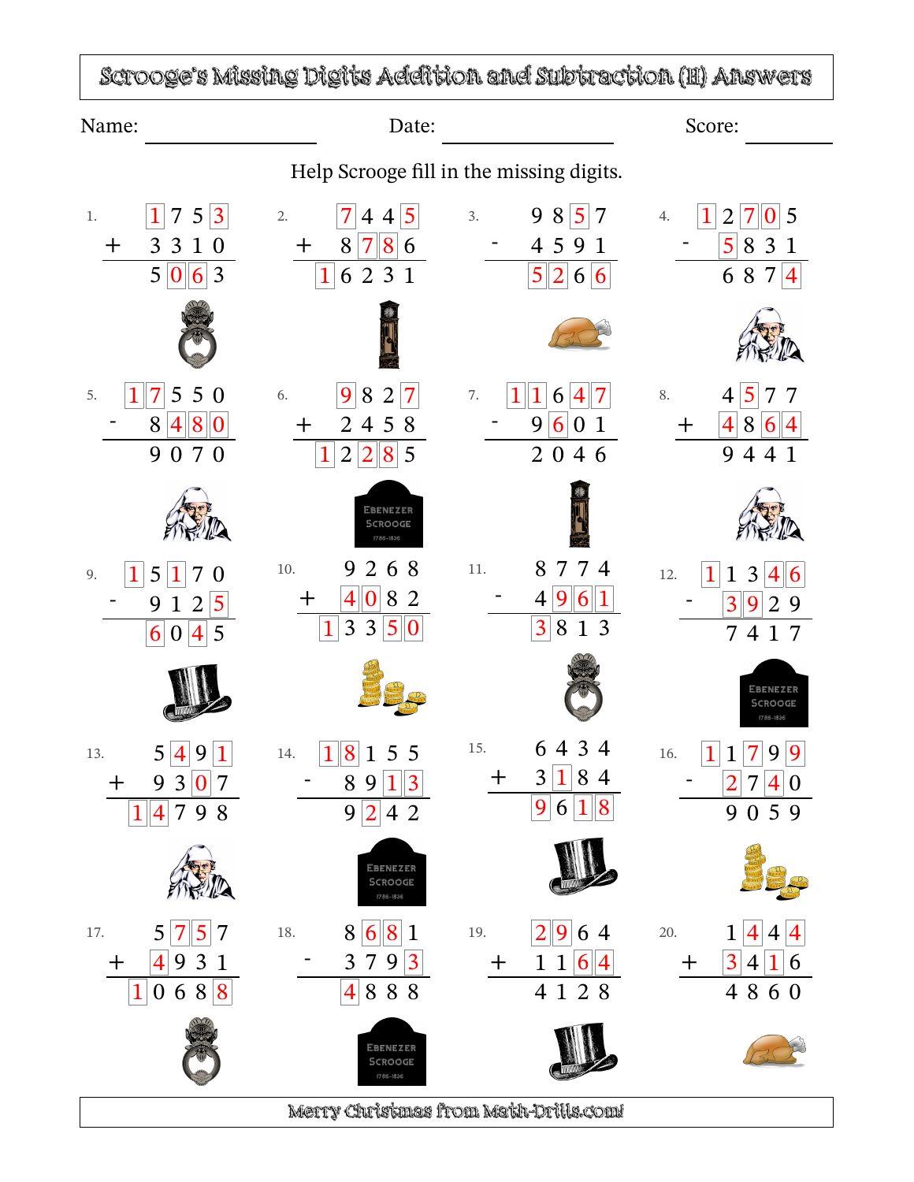# Scrooge's Missing Digits Addition and Subtraction (H) Answers

Name: ____________ Date: ____________ Score: ________

Help Scrooge fill in the missing digits.

1.
```
   1 7 5 3
+  3 3 1 0
   5 0 6 3
```

2.
```
   7 4 4 5
+  8 7 8 6
 1 6 2 3 1
```

3.
```
   9 8 5 7
-  4 5 9 1
   5 2 6 6
```

4.
```
 1 2 7 0 5
-  5 8 3 1
   6 8 7 4
```

5.
```
 1 7 5 5 0
-  8 4 8 0
   9 0 7 0
```

6.
```
   9 8 2 7
+  2 4 5 8
 1 2 2 8 5
```

7.
```
 1 1 6 4 7
-  9 6 0 1
   2 0 4 6
```

8.
```
   4 5 7 7
+  4 8 6 4
   9 4 4 1
```

9.
```
 1 5 1 7 0
-  9 1 2 5
   6 0 4 5
```

10.
```
   9 2 6 8
+  4 0 8 2
 1 3 3 5 0
```

11.
```
   8 7 7 4
-  4 9 6 1
   3 8 1 3
```

12.
```
 1 1 3 4 6
-  3 9 2 9
   7 4 1 7
```

13.
```
   5 4 9 1
+  9 3 0 7
 1 4 7 9 8
```

14.
```
 1 8 1 5 5
-  8 9 1 3
   9 2 4 2
```

15.
```
   6 4 3 4
+  3 1 8 4
   9 6 1 8
```

16.
```
 1 1 7 9 9
-  2 7 4 0
   9 0 5 9
```

17.
```
   5 7 5 7
+  4 9 3 1
 1 0 6 8 8
```

18.
```
   8 6 8 1
-  3 7 9 3
   4 8 8 8
```

19.
```
   2 9 6 4
+  1 1 6 4
   4 1 2 8
```

20.
```
   1 4 4 4
+  3 4 1 6
   4 8 6 0
```

Merry Christmas from Math-Drills.com!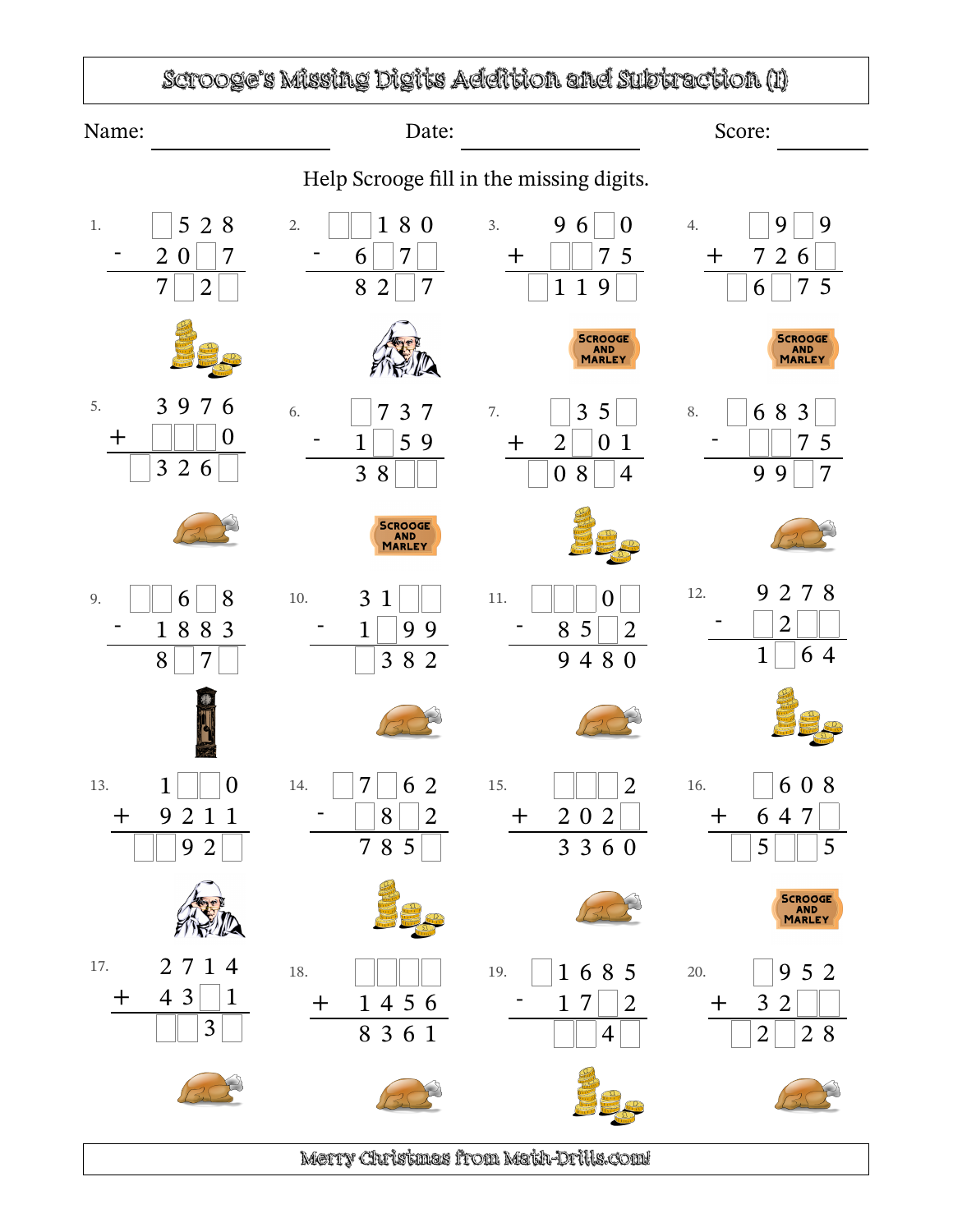# Scrooge's Missing Digits Addition and Subtraction (I)

Name: ________________ Date: ________________ Score: ________

Help Scrooge fill in the missing digits.

1.
```
   □ 5 2 8
 - 2 0 □ 7
 ---------
   7 □ 2 □
```

2.
```
 □ □ 1 8 0
 -   6 □ 7 □
 -----------
     8 2 □ 7
```

3.
```
     9 6 □ 0
 + □ □ 7 5
 -----------
   □ 1 1 9 □
```

4.
```
   □ 9 □ 9
 + 7 2 6 □
 -----------
 □ 6 □ 7 5
```

5.
```
     3 9 7 6
 + □ □ □ 0
 -----------
   □ 3 2 6 □
```

6.
```
   □ 7 3 7
 - 1 □ 5 9
 ---------
   3 8 □ □
```

7.
```
     □ 3 5 □
 +   2 □ 0 1
 -----------
   □ 0 8 □ 4
```

8.
```
 □ 6 8 3 □
 - □ □ 7 5
 -----------
     9 9 □ 7
```

9.
```
   □ □ 6 □ 8
 -   1 8 8 3
 -----------
     8 □ 7 □
```

10.
```
   3 1 □ □
 - 1 □ 9 9
 ---------
   □ 3 8 2
```

11.
```
 □ □ □ 0 □
 -   8 5 □ 2
 -----------
     9 4 8 0
```

12.
```
   9 2 7 8
 - □ 2 □ □
 ---------
   1 □ 6 4
```

13.
```
     1 □ □ 0
 +   9 2 1 1
 -----------
   □ □ 9 2 □
```

14.
```
   □ 7 □ 6 2
 -   □ 8 □ 2
 -----------
     7 8 5 □
```

15.
```
   □ □ □ 2
 + 2 0 2 □
 ---------
   3 3 6 0
```

16.
```
     □ 6 0 8
 +   6 4 7 □
 -----------
   □ 5 □ □ 5
```

17.
```
     2 7 1 4
 +   4 3 □ 1
 -----------
     □ □ 3 □
```

18.
```
   □ □ □ □
 + 1 4 5 6
 ---------
   8 3 6 1
```

19.
```
 □ 1 6 8 5
 -   1 7 □ 2
 -----------
     □ □ 4 □
```

20.
```
     □ 9 5 2
 +   3 2 □ □
 -----------
   □ 2 □ 2 8
```

Merry Christmas from Math-Drills.com!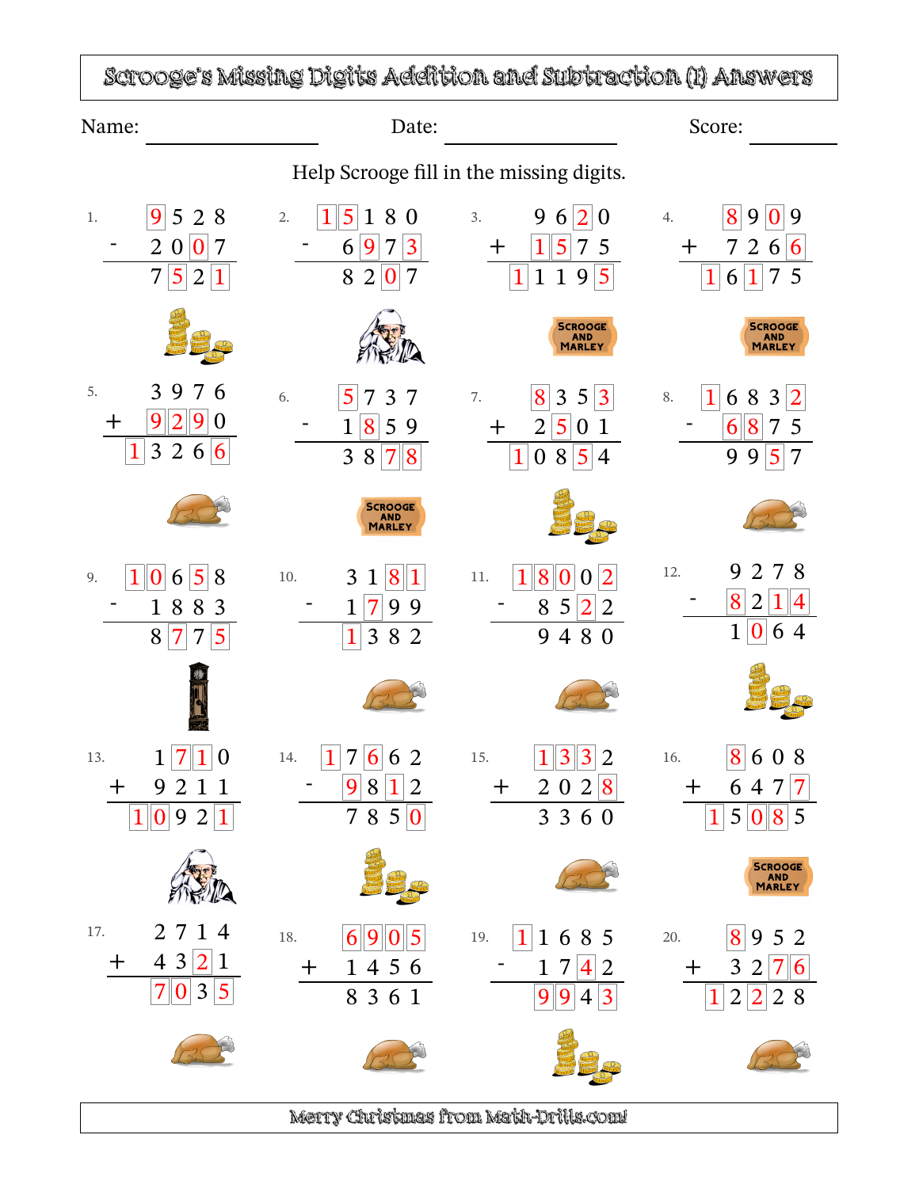# Scrooge's Missing Digits Addition and Subtraction (I) Answers

Name: ____________ Date: ____________ Score: ________

Help Scrooge fill in the missing digits.

1.
$$\begin{array}{r} 9528 \\ -\ 2007 \\ \hline 7521 \end{array}$$

2.
$$\begin{array}{r} 15180 \\ -\ 6973 \\ \hline 8207 \end{array}$$

3.
$$\begin{array}{r} 9620 \\ +\ 1575 \\ \hline 11195 \end{array}$$

4.
$$\begin{array}{r} 8909 \\ +\ 7266 \\ \hline 16175 \end{array}$$

5.
$$\begin{array}{r} 3976 \\ +\ 9290 \\ \hline 13266 \end{array}$$

6.
$$\begin{array}{r} 5737 \\ -\ 1859 \\ \hline 3878 \end{array}$$

7.
$$\begin{array}{r} 8353 \\ +\ 2501 \\ \hline 10854 \end{array}$$

8.
$$\begin{array}{r} 16832 \\ -\ 6875 \\ \hline 9957 \end{array}$$

9.
$$\begin{array}{r} 10658 \\ -\ 1883 \\ \hline 8775 \end{array}$$

10.
$$\begin{array}{r} 3181 \\ -\ 1799 \\ \hline 1382 \end{array}$$

11.
$$\begin{array}{r} 18002 \\ -\ 8522 \\ \hline 9480 \end{array}$$

12.
$$\begin{array}{r} 9278 \\ -\ 8214 \\ \hline 1064 \end{array}$$

13.
$$\begin{array}{r} 1710 \\ +\ 9211 \\ \hline 10921 \end{array}$$

14.
$$\begin{array}{r} 17662 \\ -\ 9812 \\ \hline 7850 \end{array}$$

15.
$$\begin{array}{r} 1332 \\ +\ 2028 \\ \hline 3360 \end{array}$$

16.
$$\begin{array}{r} 8608 \\ +\ 6477 \\ \hline 15085 \end{array}$$

17.
$$\begin{array}{r} 2714 \\ +\ 4321 \\ \hline 7035 \end{array}$$

18.
$$\begin{array}{r} 6905 \\ +\ 1456 \\ \hline 8361 \end{array}$$

19.
$$\begin{array}{r} 11685 \\ -\ 1742 \\ \hline 9943 \end{array}$$

20.
$$\begin{array}{r} 8952 \\ +\ 3276 \\ \hline 12228 \end{array}$$

Merry Christmas from Math-Drills.com!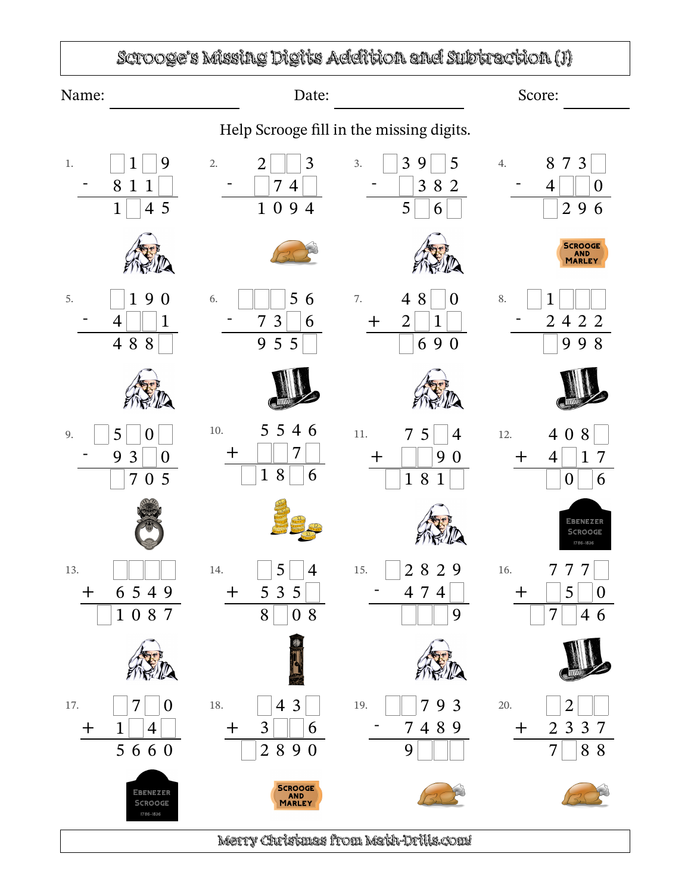# Scrooge's Missing Digits Addition and Subtraction (J)

Name: ________________ Date: ________________ Score: ________

Help Scrooge fill in the missing digits.

1.
```
   □1□9
 - 811□
 ------
   1□45
```

2.
```
   2□□3
 - □74□
 ------
   1094
```

3.
```
   □39□5
 -  □382
 -------
    5□6□
```

4.
```
   873□
 - 4□□0
 ------
   □296
```

5.
```
   □190
 - 4□□1
 ------
   488□
```

6.
```
   □□□56
 -  73□6
 -------
    955□
```

7.
```
   48□0
 + 2□1□
 ------
   □690
```

8.
```
   □1□□□
 -  2422
 -------
    □998
```

9.
```
   □5□0□
 -  93□0
 -------
    □705
```

10.
```
    5546
 +  □□7□
 -------
   □18□6
```

11.
```
    75□4
 +  □□90
 -------
   □181□
```

12.
```
   408□
 + 4□17
 ------
   □0□6
```

13.
```
    □□□□
 +  6549
 -------
   □1087
```

14.
```
   □5□4
 + 535□
 ------
   8□08
```

15.
```
   □2829
 -  474□
 -------
    □□□9
```

16.
```
    777□
 +  □5□0
 -------
   □7□46
```

17.
```
   □7□0
 + 1□4□
 ------
   5660
```

18.
```
    □43□
 +  3□□6
 -------
   □2890
```

19.
```
   □□793
 -  7489
 -------
    9□□□
```

20.
```
   □2□□
 + 2337
 ------
   7□88
```

Merry Christmas from Math-Drills.com!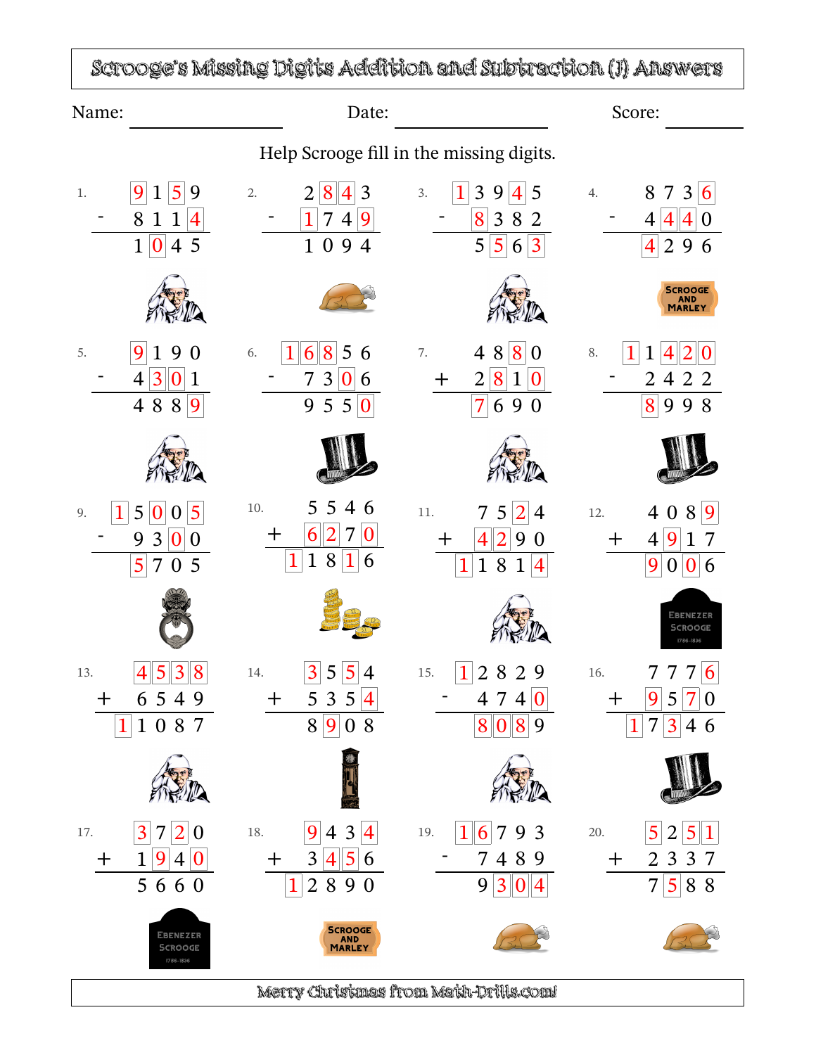# Scrooge's Missing Digits Addition and Subtraction (J) Answers

Name: ________________ Date: ________________ Score: ________

Help Scrooge fill in the missing digits.

1.
```
   9 1 5 9
-  8 1 1 4
   1 0 4 5
```

2.
```
   2 8 4 3
-  1 7 4 9
   1 0 9 4
```

3.
```
  1 3 9 4 5
-   8 3 8 2
    5 5 6 3
```

4.
```
   8 7 3 6
-  4 4 4 0
   4 2 9 6
```

5.
```
   9 1 9 0
-  4 3 0 1
   4 8 8 9
```

6.
```
  1 6 8 5 6
-   7 3 0 6
    9 5 5 0
```

7.
```
   4 8 8 0
+  2 8 1 0
   7 6 9 0
```

8.
```
  1 1 4 2 0
-   2 4 2 2
    8 9 9 8
```

9.
```
  1 5 0 0 5
-   9 3 0 0
    5 7 0 5
```

10.
```
    5 5 4 6
+   6 2 7 0
  1 1 8 1 6
```

11.
```
    7 5 2 4
+   4 2 9 0
  1 1 8 1 4
```

12.
```
   4 0 8 9
+  4 9 1 7
   9 0 0 6
```

13.
```
    4 5 3 8
+   6 5 4 9
  1 1 0 8 7
```

14.
```
   3 5 5 4
+  5 3 5 4
   8 9 0 8
```

15.
```
  1 2 8 2 9
-   4 7 4 0
    8 0 8 9
```

16.
```
    7 7 7 6
+   9 5 7 0
  1 7 3 4 6
```

17.
```
   3 7 2 0
+  1 9 4 0
   5 6 6 0
```

18.
```
    9 4 3 4
+   3 4 5 6
  1 2 8 9 0
```

19.
```
  1 6 7 9 3
-   7 4 8 9
    9 3 0 4
```

20.
```
   5 2 5 1
+  2 3 3 7
   7 5 8 8
```

Merry Christmas from Math-Drills.com!